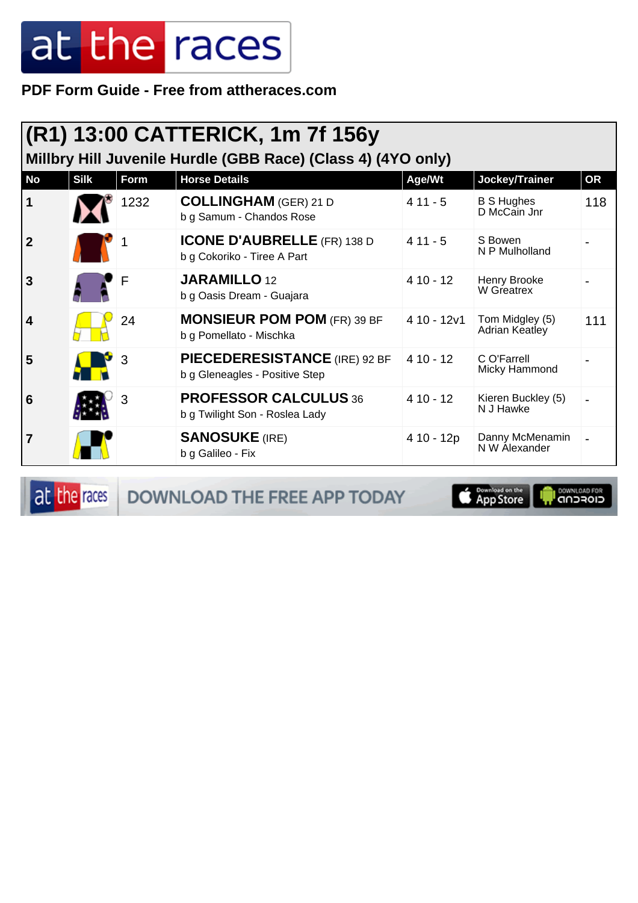PDF Form Guide - Free from attheraces.com

# (R1) 13:00 CATTERICK, 1m 7f 156y

## Millbry Hill Juvenile Hurdle (GBB Race) (Class 4) (4YO only)

| No | Silk | Form | Horse Details | Age/Wt | Jockey/Trainer | OR |
|---|---|---|---|---|---|---|
| 1 | | 1232 | **COLLINGHAM** (GER) 21 D<br>b g Samum - Chandos Rose | 4 11 - 5 | B S Hughes<br>D McCain Jnr | 118 |
| 2 | | 1 | **ICONE D'AUBRELLE** (FR) 138 D<br>b g Cokoriko - Tiree A Part | 4 11 - 5 | S Bowen<br>N P Mulholland | - |
| 3 | | F | **JARAMILLO** 12<br>b g Oasis Dream - Guajara | 4 10 - 12 | Henry Brooke<br>W Greatrex | - |
| 4 | | 24 | **MONSIEUR POM POM** (FR) 39 BF<br>b g Pomellato - Mischka | 4 10 - 12v1 | Tom Midgley (5)<br>Adrian Keatley | 111 |
| 5 | | 3 | **PIECEDERESISTANCE** (IRE) 92 BF<br>b g Gleneagles - Positive Step | 4 10 - 12 | C O'Farrell<br>Micky Hammond | - |
| 6 | | 3 | **PROFESSOR CALCULUS** 36<br>b g Twilight Son - Roslea Lady | 4 10 - 12 | Kieren Buckley (5)<br>N J Hawke | - |
| 7 | | | **SANOSUKE** (IRE)<br>b g Galileo - Fix | 4 10 - 12p | Danny McMenamin<br>N W Alexander | - |

DOWNLOAD THE FREE APP TODAY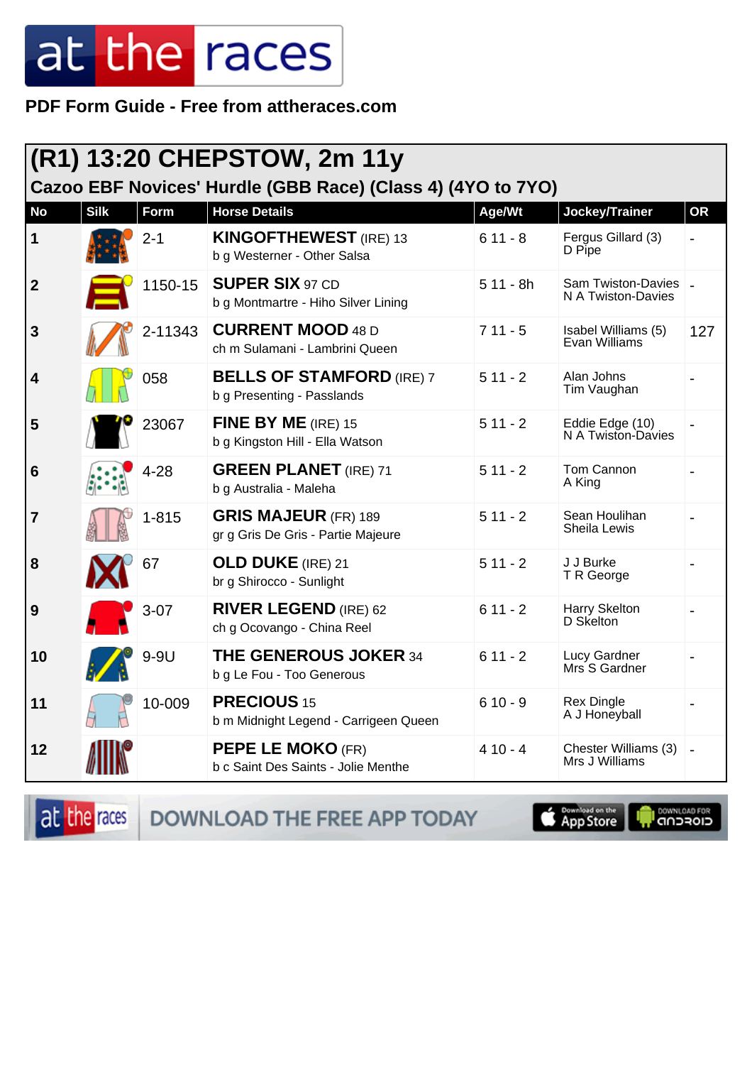**PDF Form Guide - Free from attheraces.com**

## (R1) 13:20 CHEPSTOW, 2m 11y

### Cazoo EBF Novices' Hurdle (GBB Race) (Class 4) (4YO to 7YO)

| No | Silk | Form | Horse Details | Age/Wt | Jockey/Trainer | OR |
|---|---|---|---|---|---|---|
| 1 | | 2-1 | **KINGOFTHEWEST** (IRE) 13<br>b g Westerner - Other Salsa | 6 11 - 8 | Fergus Gillard (3)<br>D Pipe | - |
| 2 | | 1150-15 | **SUPER SIX** 97 CD<br>b g Montmartre - Hiho Silver Lining | 5 11 - 8h | Sam Twiston-Davies<br>N A Twiston-Davies | - |
| 3 | | 2-11343 | **CURRENT MOOD** 48 D<br>ch m Sulamani - Lambrini Queen | 7 11 - 5 | Isabel Williams (5)<br>Evan Williams | 127 |
| 4 | | 058 | **BELLS OF STAMFORD** (IRE) 7<br>b g Presenting - Passlands | 5 11 - 2 | Alan Johns<br>Tim Vaughan | - |
| 5 | | 23067 | **FINE BY ME** (IRE) 15<br>b g Kingston Hill - Ella Watson | 5 11 - 2 | Eddie Edge (10)<br>N A Twiston-Davies | - |
| 6 | | 4-28 | **GREEN PLANET** (IRE) 71<br>b g Australia - Maleha | 5 11 - 2 | Tom Cannon<br>A King | - |
| 7 | | 1-815 | **GRIS MAJEUR** (FR) 189<br>gr g Gris De Gris - Partie Majeure | 5 11 - 2 | Sean Houlihan<br>Sheila Lewis | - |
| 8 | | 67 | **OLD DUKE** (IRE) 21<br>br g Shirocco - Sunlight | 5 11 - 2 | J J Burke<br>T R George | - |
| 9 | | 3-07 | **RIVER LEGEND** (IRE) 62<br>ch g Ocovango - China Reel | 6 11 - 2 | Harry Skelton<br>D Skelton | - |
| 10 | | 9-9U | **THE GENEROUS JOKER** 34<br>b g Le Fou - Too Generous | 6 11 - 2 | Lucy Gardner<br>Mrs S Gardner | - |
| 11 | | 10-009 | **PRECIOUS** 15<br>b m Midnight Legend - Carrigeen Queen | 6 10 - 9 | Rex Dingle<br>A J Honeyball | - |
| 12 | | | **PEPE LE MOKO** (FR)<br>b c Saint Des Saints - Jolie Menthe | 4 10 - 4 | Chester Williams (3)<br>Mrs J Williams | - |

DOWNLOAD THE FREE APP TODAY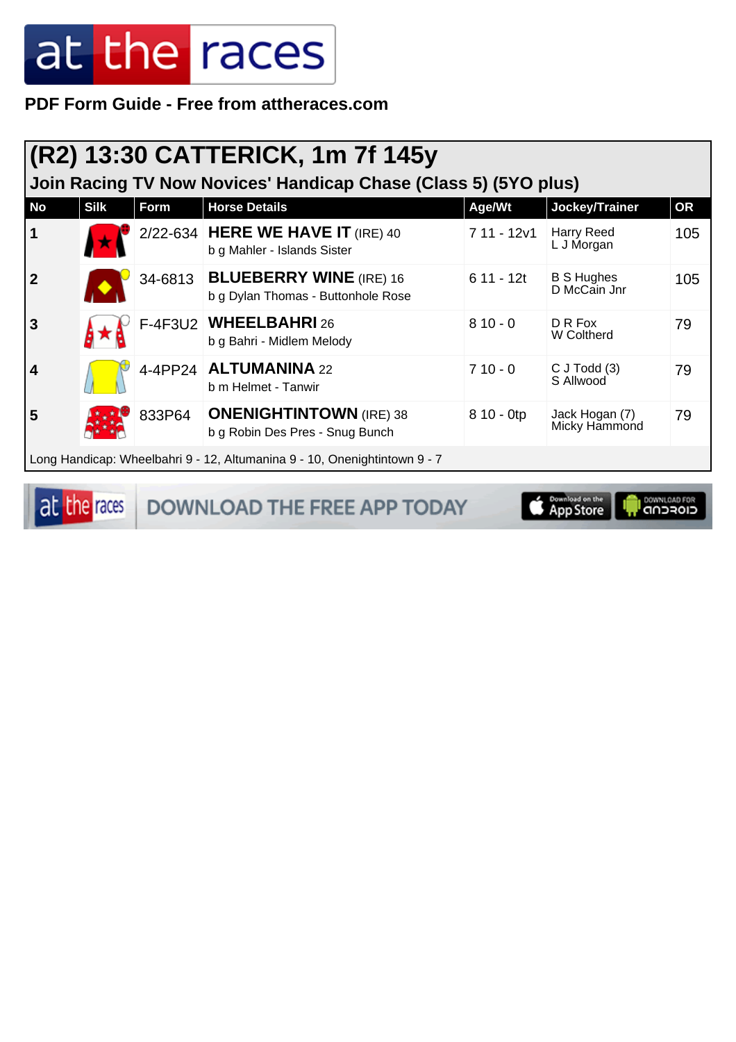PDF Form Guide - Free from attheraces.com

## (R2) 13:30 CATTERICK, 1m 7f 145y

### Join Racing TV Now Novices' Handicap Chase (Class 5) (5YO plus)

| No | Silk | Form | Horse Details | Age/Wt | Jockey/Trainer | OR |
|---|---|---|---|---|---|---|
| 1 | | 2/22-634 | **HERE WE HAVE IT** (IRE) 40<br>b g Mahler - Islands Sister | 7 11 - 12v1 | Harry Reed<br>L J Morgan | 105 |
| 2 | | 34-6813 | **BLUEBERRY WINE** (IRE) 16<br>b g Dylan Thomas - Buttonhole Rose | 6 11 - 12t | B S Hughes<br>D McCain Jnr | 105 |
| 3 | | F-4F3U2 | **WHEELBAHRI** 26<br>b g Bahri - Midlem Melody | 8 10 - 0 | D R Fox<br>W Coltherd | 79 |
| 4 | | 4-4PP24 | **ALTUMANINA** 22<br>b m Helmet - Tanwir | 7 10 - 0 | C J Todd (3)<br>S Allwood | 79 |
| 5 | | 833P64 | **ONENIGHTINTOWN** (IRE) 38<br>b g Robin Des Pres - Snug Bunch | 8 10 - 0tp | Jack Hogan (7)<br>Micky Hammond | 79 |

Long Handicap: Wheelbahri 9 - 12, Altumanina 9 - 10, Onenightintown 9 - 7

DOWNLOAD THE FREE APP TODAY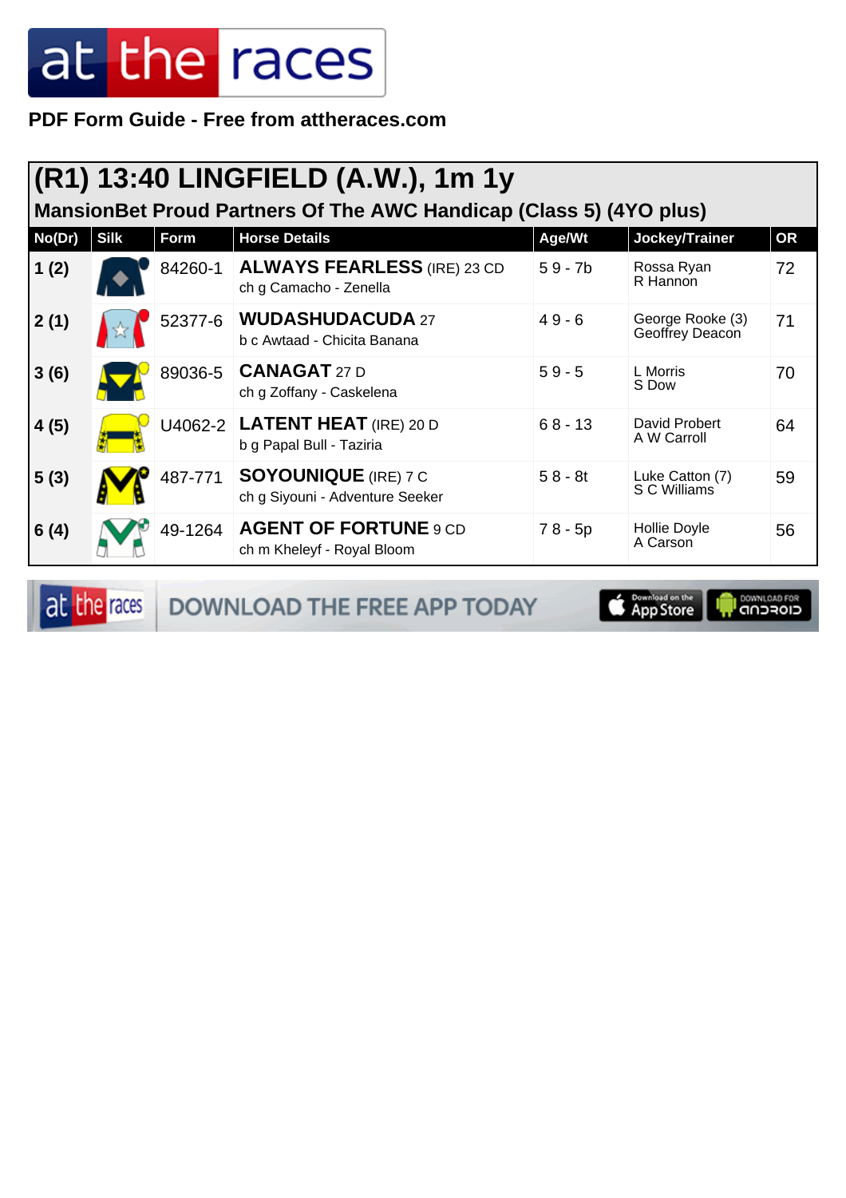# at the races

**PDF Form Guide - Free from attheraces.com**

## (R1) 13:40 LINGFIELD (A.W.), 1m 1y

### MansionBet Proud Partners Of The AWC Handicap (Class 5) (4YO plus)

| No(Dr) | Silk | Form | Horse Details | Age/Wt | Jockey/Trainer | OR |
|---|---|---|---|---|---|---|
| 1 (2) | | 84260-1 | **ALWAYS FEARLESS** (IRE) 23 CD<br>ch g Camacho - Zenella | 5 9 - 7b | Rossa Ryan<br>R Hannon | 72 |
| 2 (1) | | 52377-6 | **WUDASHUDACUDA** 27<br>b c Awtaad - Chicita Banana | 4 9 - 6 | George Rooke (3)<br>Geoffrey Deacon | 71 |
| 3 (6) | | 89036-5 | **CANAGAT** 27 D<br>ch g Zoffany - Caskelena | 5 9 - 5 | L Morris<br>S Dow | 70 |
| 4 (5) | | U4062-2 | **LATENT HEAT** (IRE) 20 D<br>b g Papal Bull - Taziria | 6 8 - 13 | David Probert<br>A W Carroll | 64 |
| 5 (3) | | 487-771 | **SOYOUNIQUE** (IRE) 7 C<br>ch g Siyouni - Adventure Seeker | 5 8 - 8t | Luke Catton (7)<br>S C Williams | 59 |
| 6 (4) | | 49-1264 | **AGENT OF FORTUNE** 9 CD<br>ch m Kheleyf - Royal Bloom | 7 8 - 5p | Hollie Doyle<br>A Carson | 56 |

at the races DOWNLOAD THE FREE APP TODAY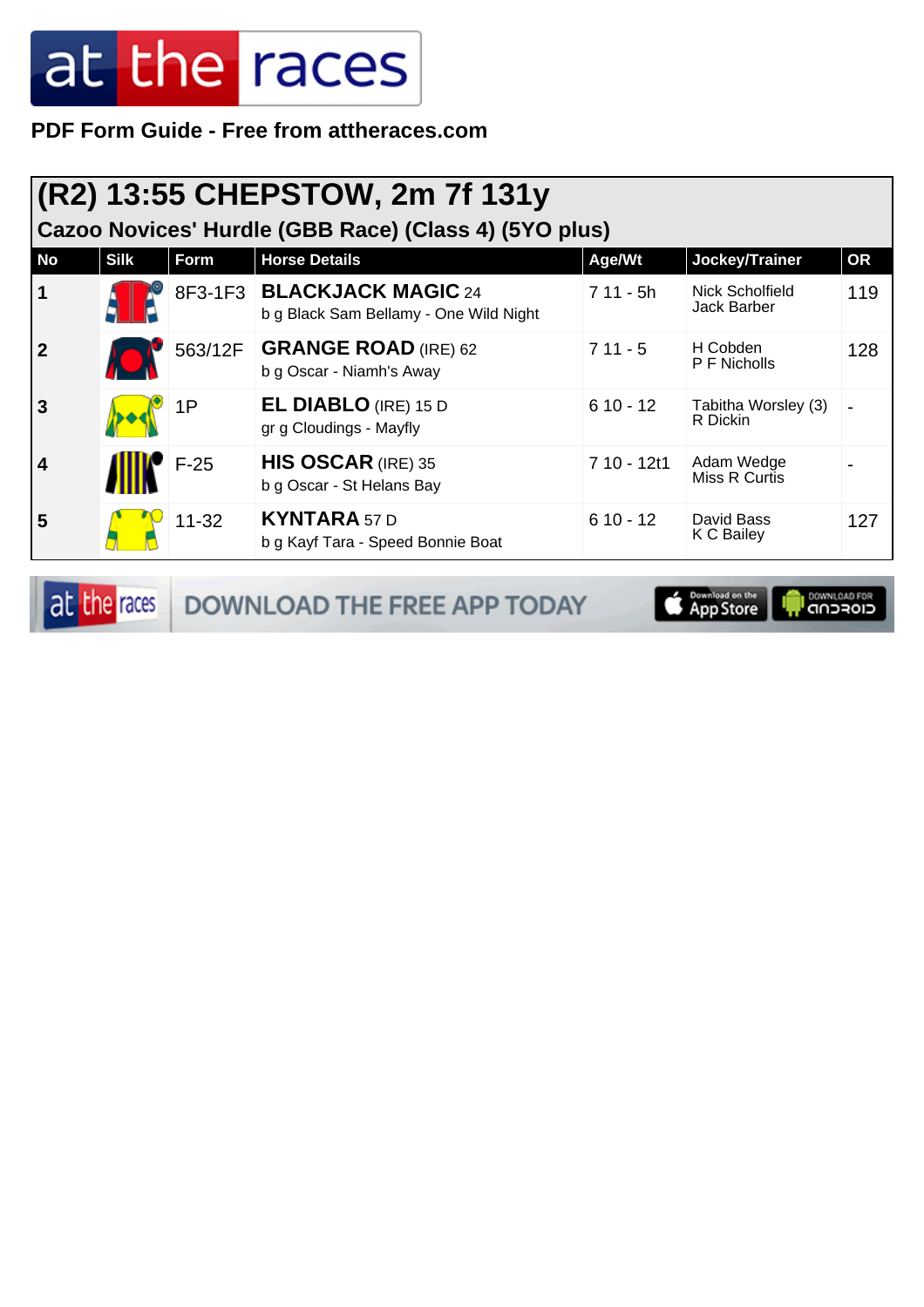PDF Form Guide - Free from attheraces.com

## (R2) 13:55 CHEPSTOW, 2m 7f 131y

### Cazoo Novices' Hurdle (GBB Race) (Class 4) (5YO plus)

| No | Silk | Form | Horse Details | Age/Wt | Jockey/Trainer | OR |
|---|---|---|---|---|---|---|
| 1 | | 8F3-1F3 | **BLACKJACK MAGIC** 24<br>b g Black Sam Bellamy - One Wild Night | 7 11 - 5h | Nick Scholfield<br>Jack Barber | 119 |
| 2 | | 563/12F | **GRANGE ROAD** (IRE) 62<br>b g Oscar - Niamh's Away | 7 11 - 5 | H Cobden<br>P F Nicholls | 128 |
| 3 | | 1P | **EL DIABLO** (IRE) 15 D<br>gr g Cloudings - Mayfly | 6 10 - 12 | Tabitha Worsley (3)<br>R Dickin | - |
| 4 | | F-25 | **HIS OSCAR** (IRE) 35<br>b g Oscar - St Helans Bay | 7 10 - 12t1 | Adam Wedge<br>Miss R Curtis | - |
| 5 | | 11-32 | **KYNTARA** 57 D<br>b g Kayf Tara - Speed Bonnie Boat | 6 10 - 12 | David Bass<br>K C Bailey | 127 |

DOWNLOAD THE FREE APP TODAY